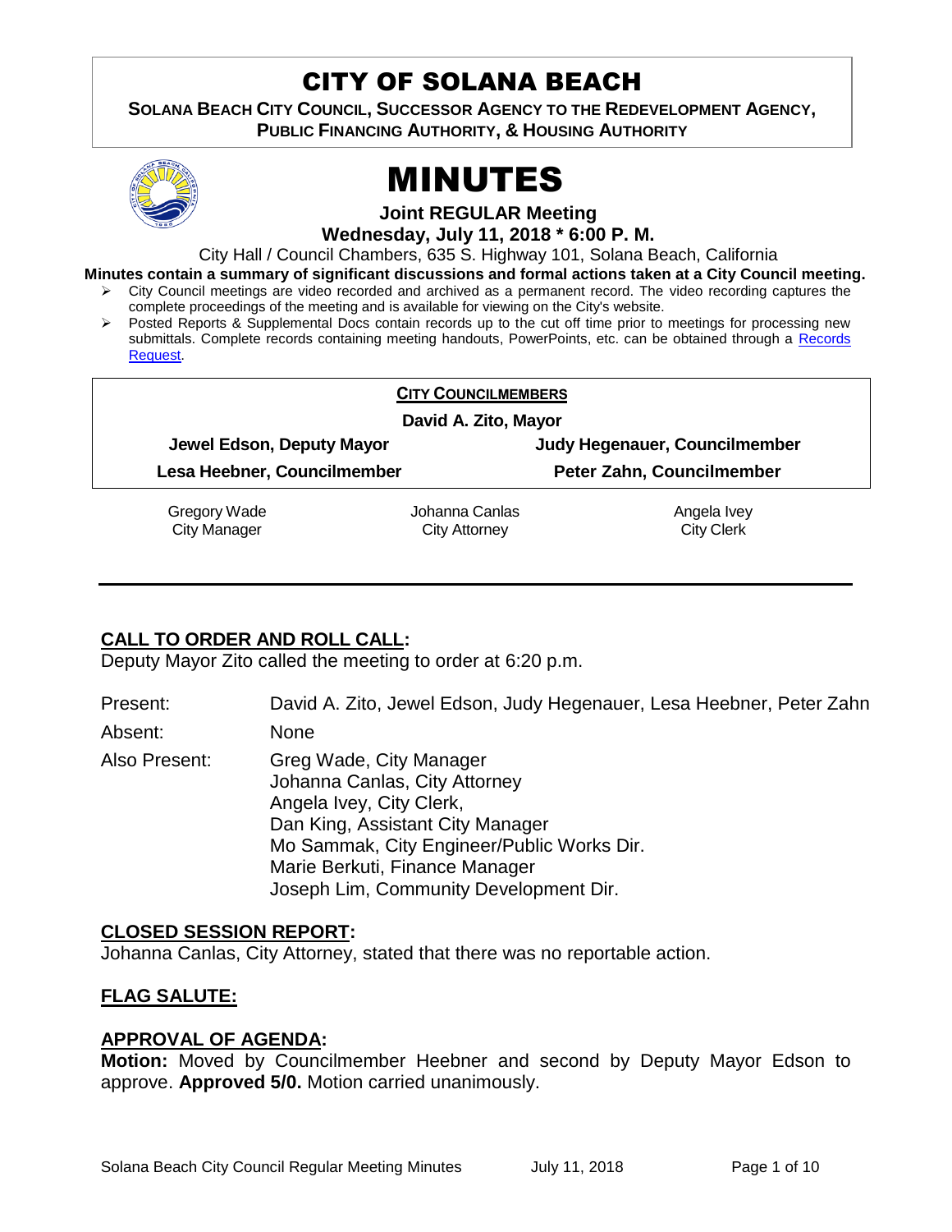# CITY OF SOLANA BEACH

**SOLANA BEACH CITY COUNCIL, SUCCESSOR AGENCY TO THE REDEVELOPMENT AGENCY, PUBLIC FINANCING AUTHORITY, & HOUSING AUTHORITY**

# MINUTES

**Joint REGULAR Meeting**

**Wednesday, July 11, 2018 * 6:00 P. M.**

City Hall / Council Chambers, 635 S. Highway 101, Solana Beach, California

**Minutes contain a summary of significant discussions and formal actions taken at a City Council meeting.**

- City Council meetings are video recorded and archived as a permanent record. The video recording captures the complete proceedings of the meeting and is available for viewing on the City's website.
- Posted Reports & Supplemental Docs contain records up to the cut off time prior to meetings for processing new submittals. Complete records containing meeting handouts, PowerPoints, etc. can be obtained through a Records Request.

**CITY COUNCILMEMBERS**

**David A. Zito, Mayor**

| | |
|---|---|
| **Jewel Edson, Deputy Mayor** | **Judy Hegenauer, Councilmember** |
| **Lesa Heebner, Councilmember** | **Peter Zahn, Councilmember** |

| | | |
|---|---|---|
| Gregory Wade<br>City Manager | Johanna Canlas<br>City Attorney | Angela Ivey<br>City Clerk |

## CALL TO ORDER AND ROLL CALL:

Deputy Mayor Zito called the meeting to order at 6:20 p.m.

Present: David A. Zito, Jewel Edson, Judy Hegenauer, Lesa Heebner, Peter Zahn

Absent: None

Also Present: Greg Wade, City Manager
Johanna Canlas, City Attorney
Angela Ivey, City Clerk,
Dan King, Assistant City Manager
Mo Sammak, City Engineer/Public Works Dir.
Marie Berkuti, Finance Manager
Joseph Lim, Community Development Dir.

## CLOSED SESSION REPORT:

Johanna Canlas, City Attorney, stated that there was no reportable action.

## FLAG SALUTE:

## APPROVAL OF AGENDA:

**Motion:** Moved by Councilmember Heebner and second by Deputy Mayor Edson to approve. **Approved 5/0.** Motion carried unanimously.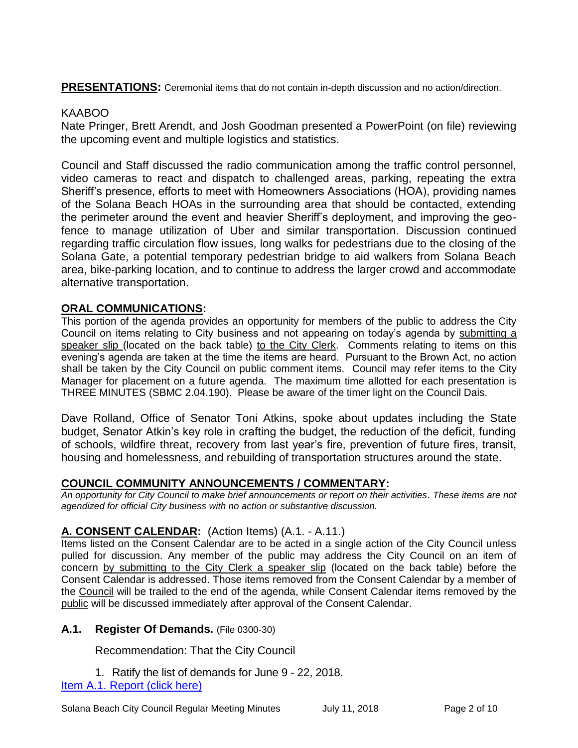**PRESENTATIONS:** Ceremonial items that do not contain in-depth discussion and no action/direction.

KAABOO

Nate Pringer, Brett Arendt, and Josh Goodman presented a PowerPoint (on file) reviewing the upcoming event and multiple logistics and statistics.

Council and Staff discussed the radio communication among the traffic control personnel, video cameras to react and dispatch to challenged areas, parking, repeating the extra Sheriff's presence, efforts to meet with Homeowners Associations (HOA), providing names of the Solana Beach HOAs in the surrounding area that should be contacted, extending the perimeter around the event and heavier Sheriff's deployment, and improving the geo-fence to manage utilization of Uber and similar transportation. Discussion continued regarding traffic circulation flow issues, long walks for pedestrians due to the closing of the Solana Gate, a potential temporary pedestrian bridge to aid walkers from Solana Beach area, bike-parking location, and to continue to address the larger crowd and accommodate alternative transportation.

## ORAL COMMUNICATIONS:

This portion of the agenda provides an opportunity for members of the public to address the City Council on items relating to City business and not appearing on today's agenda by submitting a speaker slip (located on the back table) to the City Clerk. Comments relating to items on this evening's agenda are taken at the time the items are heard. Pursuant to the Brown Act, no action shall be taken by the City Council on public comment items. Council may refer items to the City Manager for placement on a future agenda. The maximum time allotted for each presentation is THREE MINUTES (SBMC 2.04.190). Please be aware of the timer light on the Council Dais.

Dave Rolland, Office of Senator Toni Atkins, spoke about updates including the State budget, Senator Atkin's key role in crafting the budget, the reduction of the deficit, funding of schools, wildfire threat, recovery from last year's fire, prevention of future fires, transit, housing and homelessness, and rebuilding of transportation structures around the state.

## COUNCIL COMMUNITY ANNOUNCEMENTS / COMMENTARY:

*An opportunity for City Council to make brief announcements or report on their activities. These items are not agendized for official City business with no action or substantive discussion.*

## A. CONSENT CALENDAR: (Action Items) (A.1. - A.11.)

Items listed on the Consent Calendar are to be acted in a single action of the City Council unless pulled for discussion. Any member of the public may address the City Council on an item of concern by submitting to the City Clerk a speaker slip (located on the back table) before the Consent Calendar is addressed. Those items removed from the Consent Calendar by a member of the Council will be trailed to the end of the agenda, while Consent Calendar items removed by the public will be discussed immediately after approval of the Consent Calendar.

### A.1. Register Of Demands. (File 0300-30)

Recommendation: That the City Council

1. Ratify the list of demands for June 9 - 22, 2018.

Item A.1. Report (click here)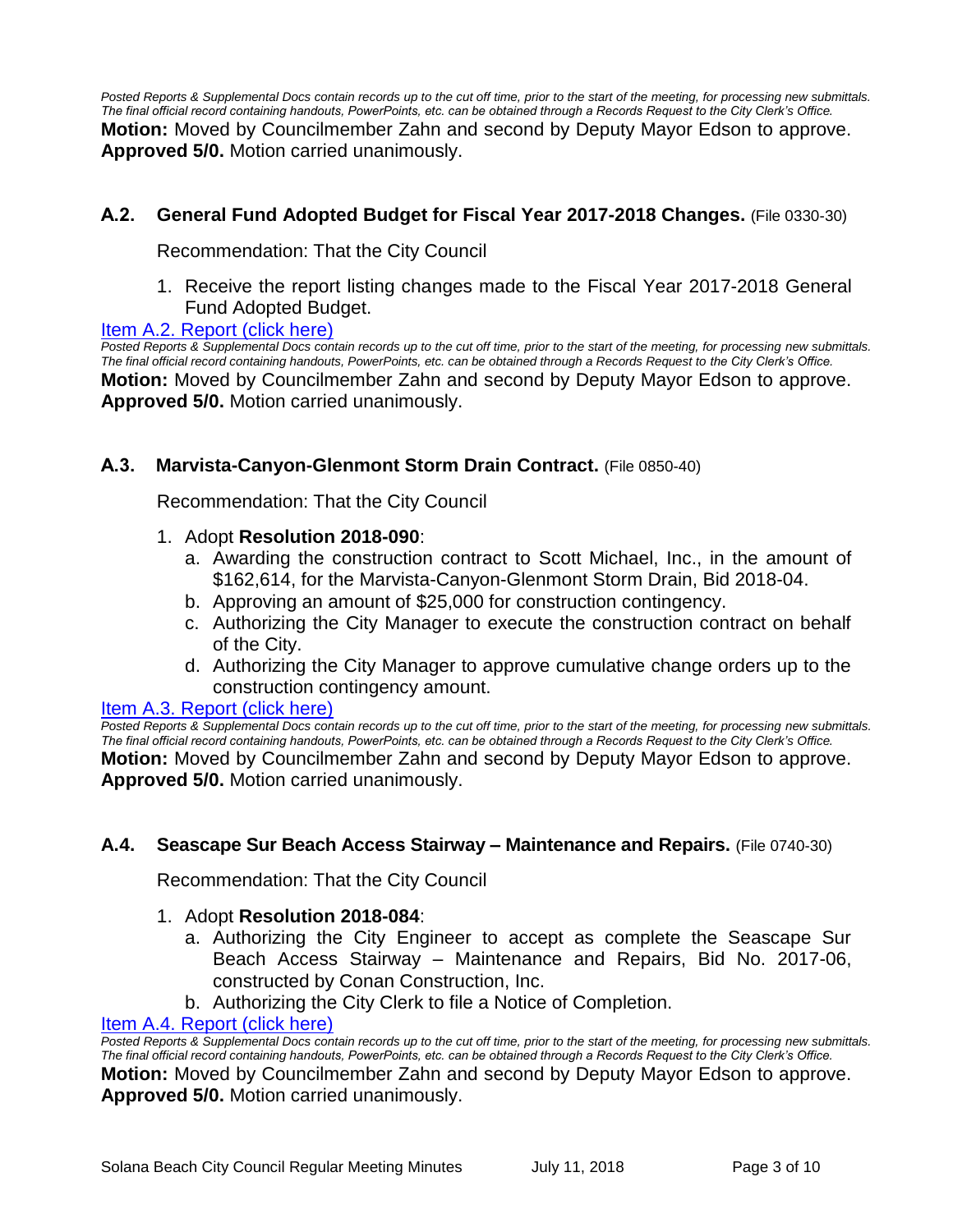*Posted Reports & Supplemental Docs contain records up to the cut off time, prior to the start of the meeting, for processing new submittals. The final official record containing handouts, PowerPoints, etc. can be obtained through a Records Request to the City Clerk's Office.*

**Motion:** Moved by Councilmember Zahn and second by Deputy Mayor Edson to approve. **Approved 5/0.** Motion carried unanimously.

### A.2. General Fund Adopted Budget for Fiscal Year 2017-2018 Changes. (File 0330-30)

Recommendation: That the City Council

1. Receive the report listing changes made to the Fiscal Year 2017-2018 General Fund Adopted Budget.

[Item A.2. Report (click here)]

*Posted Reports & Supplemental Docs contain records up to the cut off time, prior to the start of the meeting, for processing new submittals. The final official record containing handouts, PowerPoints, etc. can be obtained through a Records Request to the City Clerk's Office.*

**Motion:** Moved by Councilmember Zahn and second by Deputy Mayor Edson to approve. **Approved 5/0.** Motion carried unanimously.

### A.3. Marvista-Canyon-Glenmont Storm Drain Contract. (File 0850-40)

Recommendation: That the City Council

1. Adopt **Resolution 2018-090**:
   a. Awarding the construction contract to Scott Michael, Inc., in the amount of $162,614, for the Marvista-Canyon-Glenmont Storm Drain, Bid 2018-04.
   b. Approving an amount of $25,000 for construction contingency.
   c. Authorizing the City Manager to execute the construction contract on behalf of the City.
   d. Authorizing the City Manager to approve cumulative change orders up to the construction contingency amount.

[Item A.3. Report (click here)]

*Posted Reports & Supplemental Docs contain records up to the cut off time, prior to the start of the meeting, for processing new submittals. The final official record containing handouts, PowerPoints, etc. can be obtained through a Records Request to the City Clerk's Office.*

**Motion:** Moved by Councilmember Zahn and second by Deputy Mayor Edson to approve. **Approved 5/0.** Motion carried unanimously.

### A.4. Seascape Sur Beach Access Stairway – Maintenance and Repairs. (File 0740-30)

Recommendation: That the City Council

1. Adopt **Resolution 2018-084**:
   a. Authorizing the City Engineer to accept as complete the Seascape Sur Beach Access Stairway – Maintenance and Repairs, Bid No. 2017-06, constructed by Conan Construction, Inc.
   b. Authorizing the City Clerk to file a Notice of Completion.

[Item A.4. Report (click here)]

*Posted Reports & Supplemental Docs contain records up to the cut off time, prior to the start of the meeting, for processing new submittals. The final official record containing handouts, PowerPoints, etc. can be obtained through a Records Request to the City Clerk's Office.*

**Motion:** Moved by Councilmember Zahn and second by Deputy Mayor Edson to approve. **Approved 5/0.** Motion carried unanimously.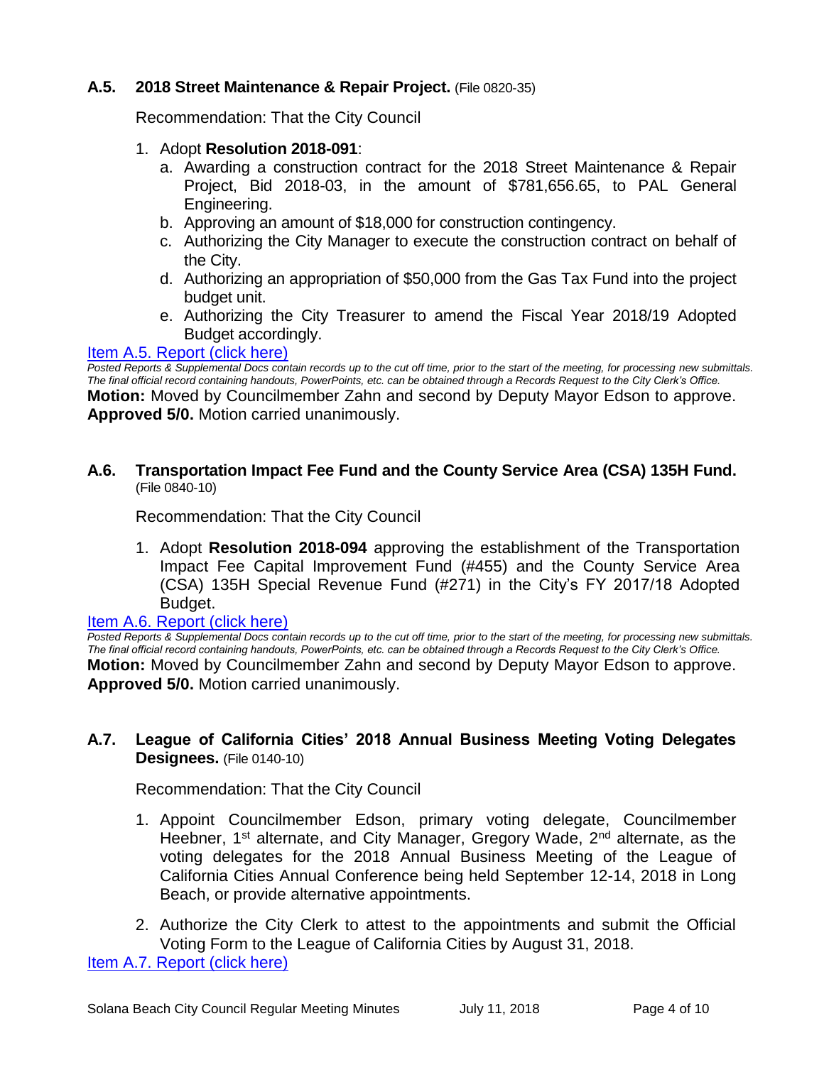**A.5. 2018 Street Maintenance & Repair Project.** (File 0820-35)

Recommendation: That the City Council

1. Adopt **Resolution 2018-091**:
   a. Awarding a construction contract for the 2018 Street Maintenance & Repair Project, Bid 2018-03, in the amount of $781,656.65, to PAL General Engineering.
   b. Approving an amount of $18,000 for construction contingency.
   c. Authorizing the City Manager to execute the construction contract on behalf of the City.
   d. Authorizing an appropriation of $50,000 from the Gas Tax Fund into the project budget unit.
   e. Authorizing the City Treasurer to amend the Fiscal Year 2018/19 Adopted Budget accordingly.

Item A.5. Report (click here)

*Posted Reports & Supplemental Docs contain records up to the cut off time, prior to the start of the meeting, for processing new submittals. The final official record containing handouts, PowerPoints, etc. can be obtained through a Records Request to the City Clerk's Office.*

**Motion:** Moved by Councilmember Zahn and second by Deputy Mayor Edson to approve. **Approved 5/0.** Motion carried unanimously.

**A.6. Transportation Impact Fee Fund and the County Service Area (CSA) 135H Fund.** (File 0840-10)

Recommendation: That the City Council

1. Adopt **Resolution 2018-094** approving the establishment of the Transportation Impact Fee Capital Improvement Fund (#455) and the County Service Area (CSA) 135H Special Revenue Fund (#271) in the City's FY 2017/18 Adopted Budget.

Item A.6. Report (click here)

*Posted Reports & Supplemental Docs contain records up to the cut off time, prior to the start of the meeting, for processing new submittals. The final official record containing handouts, PowerPoints, etc. can be obtained through a Records Request to the City Clerk's Office.*

**Motion:** Moved by Councilmember Zahn and second by Deputy Mayor Edson to approve. **Approved 5/0.** Motion carried unanimously.

**A.7. League of California Cities' 2018 Annual Business Meeting Voting Delegates Designees.** (File 0140-10)

Recommendation: That the City Council

1. Appoint Councilmember Edson, primary voting delegate, Councilmember Heebner, 1st alternate, and City Manager, Gregory Wade, 2nd alternate, as the voting delegates for the 2018 Annual Business Meeting of the League of California Cities Annual Conference being held September 12-14, 2018 in Long Beach, or provide alternative appointments.

2. Authorize the City Clerk to attest to the appointments and submit the Official Voting Form to the League of California Cities by August 31, 2018.

Item A.7. Report (click here)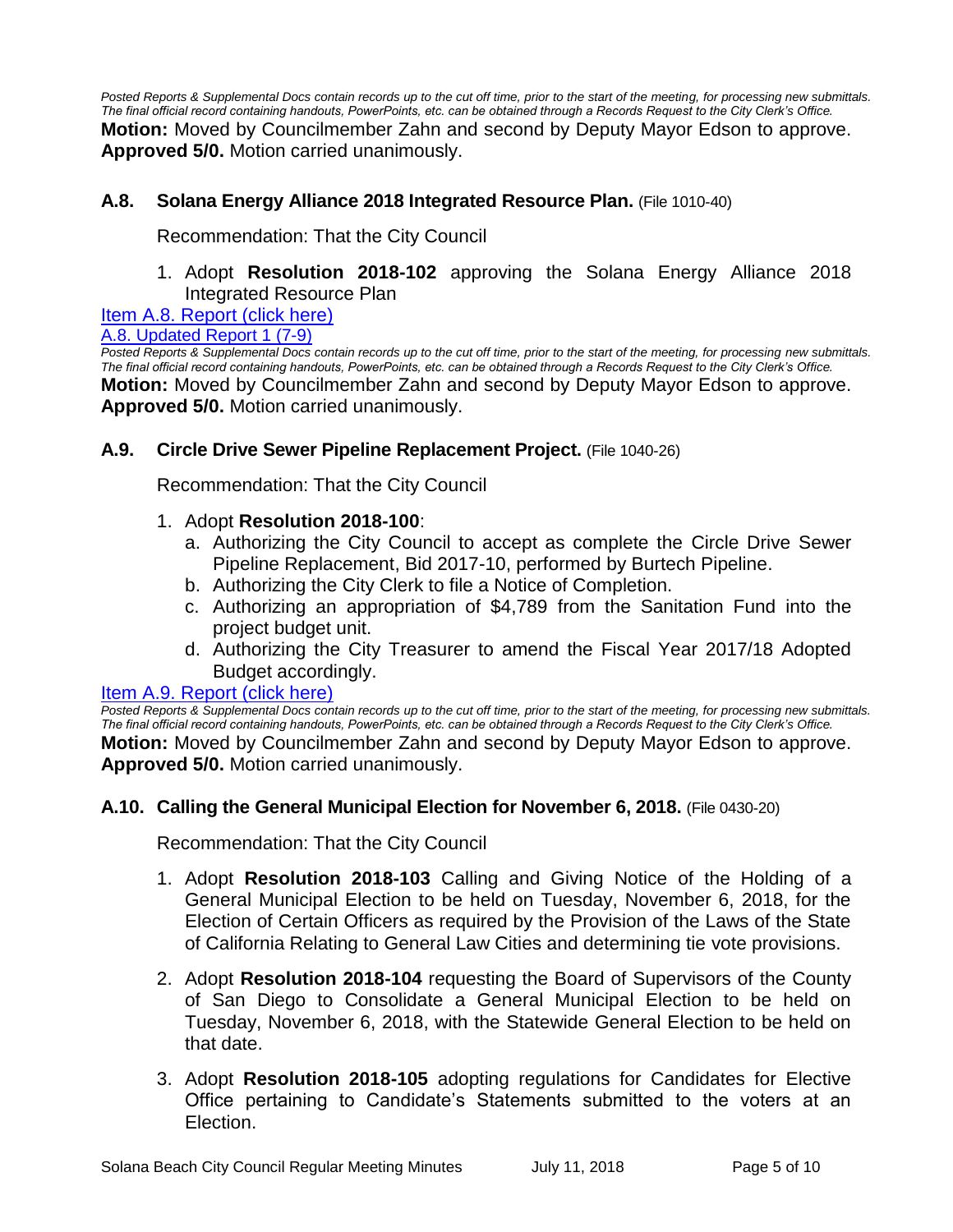*Posted Reports & Supplemental Docs contain records up to the cut off time, prior to the start of the meeting, for processing new submittals. The final official record containing handouts, PowerPoints, etc. can be obtained through a Records Request to the City Clerk's Office.*

**Motion:** Moved by Councilmember Zahn and second by Deputy Mayor Edson to approve. **Approved 5/0.** Motion carried unanimously.

### A.8. Solana Energy Alliance 2018 Integrated Resource Plan. (File 1010-40)

Recommendation: That the City Council

1. Adopt **Resolution 2018-102** approving the Solana Energy Alliance 2018 Integrated Resource Plan

Item A.8. Report (click here)

A.8. Updated Report 1 (7-9)

*Posted Reports & Supplemental Docs contain records up to the cut off time, prior to the start of the meeting, for processing new submittals. The final official record containing handouts, PowerPoints, etc. can be obtained through a Records Request to the City Clerk's Office.*

**Motion:** Moved by Councilmember Zahn and second by Deputy Mayor Edson to approve. **Approved 5/0.** Motion carried unanimously.

### A.9. Circle Drive Sewer Pipeline Replacement Project. (File 1040-26)

Recommendation: That the City Council

1. Adopt **Resolution 2018-100**:
   a. Authorizing the City Council to accept as complete the Circle Drive Sewer Pipeline Replacement, Bid 2017-10, performed by Burtech Pipeline.
   b. Authorizing the City Clerk to file a Notice of Completion.
   c. Authorizing an appropriation of $4,789 from the Sanitation Fund into the project budget unit.
   d. Authorizing the City Treasurer to amend the Fiscal Year 2017/18 Adopted Budget accordingly.

Item A.9. Report (click here)

*Posted Reports & Supplemental Docs contain records up to the cut off time, prior to the start of the meeting, for processing new submittals. The final official record containing handouts, PowerPoints, etc. can be obtained through a Records Request to the City Clerk's Office.*

**Motion:** Moved by Councilmember Zahn and second by Deputy Mayor Edson to approve. **Approved 5/0.** Motion carried unanimously.

### A.10. Calling the General Municipal Election for November 6, 2018. (File 0430-20)

Recommendation: That the City Council

1. Adopt **Resolution 2018-103** Calling and Giving Notice of the Holding of a General Municipal Election to be held on Tuesday, November 6, 2018, for the Election of Certain Officers as required by the Provision of the Laws of the State of California Relating to General Law Cities and determining tie vote provisions.

2. Adopt **Resolution 2018-104** requesting the Board of Supervisors of the County of San Diego to Consolidate a General Municipal Election to be held on Tuesday, November 6, 2018, with the Statewide General Election to be held on that date.

3. Adopt **Resolution 2018-105** adopting regulations for Candidates for Elective Office pertaining to Candidate's Statements submitted to the voters at an Election.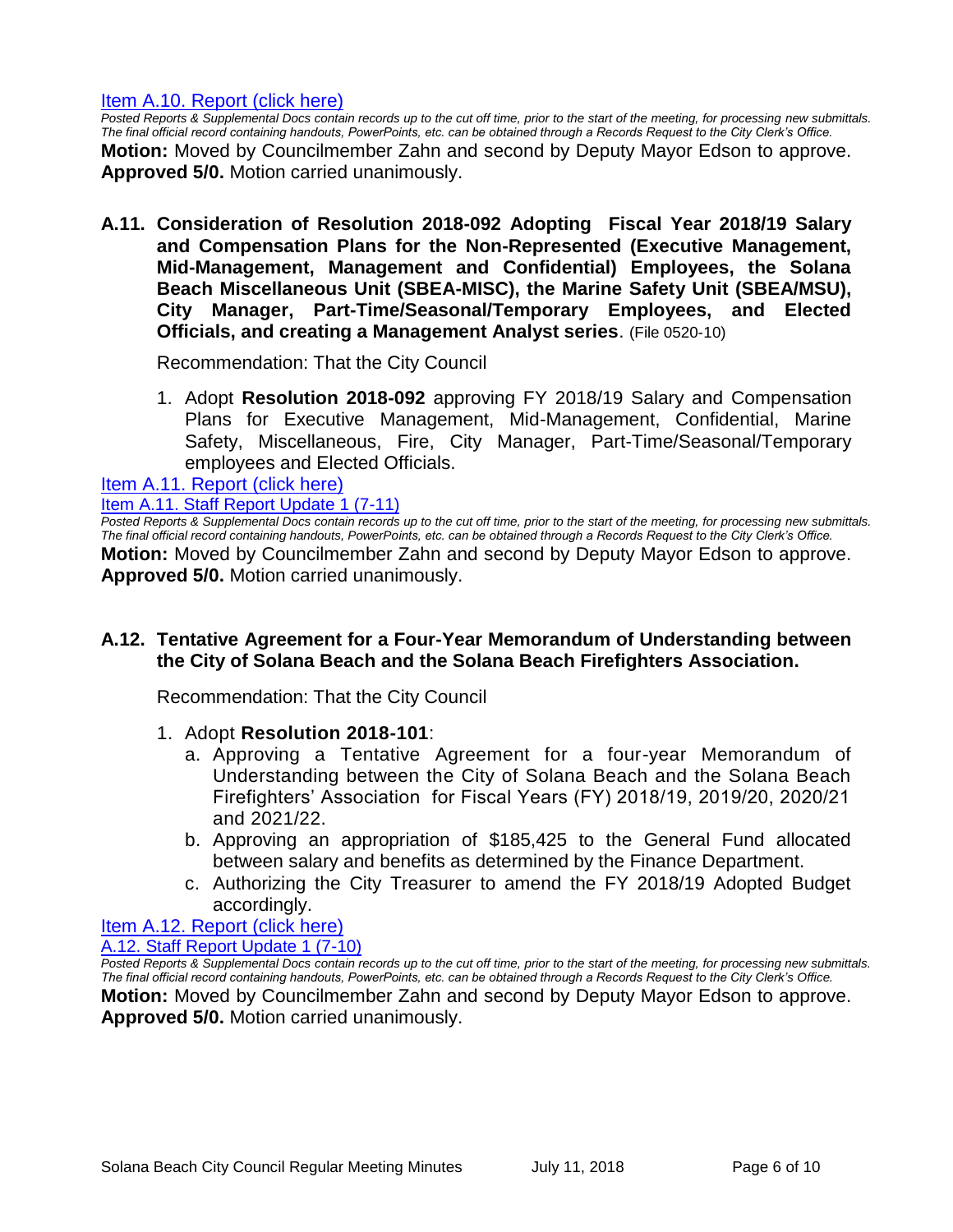[Item A.10. Report (click here)](#)

*Posted Reports & Supplemental Docs contain records up to the cut off time, prior to the start of the meeting, for processing new submittals. The final official record containing handouts, PowerPoints, etc. can be obtained through a Records Request to the City Clerk's Office.*

**Motion:** Moved by Councilmember Zahn and second by Deputy Mayor Edson to approve. **Approved 5/0.** Motion carried unanimously.

**A.11. Consideration of Resolution 2018-092 Adopting Fiscal Year 2018/19 Salary and Compensation Plans for the Non-Represented (Executive Management, Mid-Management, Management and Confidential) Employees, the Solana Beach Miscellaneous Unit (SBEA-MISC), the Marine Safety Unit (SBEA/MSU), City Manager, Part-Time/Seasonal/Temporary Employees, and Elected Officials, and creating a Management Analyst series**. (File 0520-10)

Recommendation: That the City Council

1. Adopt **Resolution 2018-092** approving FY 2018/19 Salary and Compensation Plans for Executive Management, Mid-Management, Confidential, Marine Safety, Miscellaneous, Fire, City Manager, Part-Time/Seasonal/Temporary employees and Elected Officials.

[Item A.11. Report (click here)](#)
[Item A.11. Staff Report Update 1 (7-11)](#)

*Posted Reports & Supplemental Docs contain records up to the cut off time, prior to the start of the meeting, for processing new submittals. The final official record containing handouts, PowerPoints, etc. can be obtained through a Records Request to the City Clerk's Office.*

**Motion:** Moved by Councilmember Zahn and second by Deputy Mayor Edson to approve. **Approved 5/0.** Motion carried unanimously.

**A.12. Tentative Agreement for a Four-Year Memorandum of Understanding between the City of Solana Beach and the Solana Beach Firefighters Association.**

Recommendation: That the City Council

1. Adopt **Resolution 2018-101**:
   a. Approving a Tentative Agreement for a four-year Memorandum of Understanding between the City of Solana Beach and the Solana Beach Firefighters' Association for Fiscal Years (FY) 2018/19, 2019/20, 2020/21 and 2021/22.
   b. Approving an appropriation of $185,425 to the General Fund allocated between salary and benefits as determined by the Finance Department.
   c. Authorizing the City Treasurer to amend the FY 2018/19 Adopted Budget accordingly.

[Item A.12. Report (click here)](#)
[A.12. Staff Report Update 1 (7-10)](#)

*Posted Reports & Supplemental Docs contain records up to the cut off time, prior to the start of the meeting, for processing new submittals. The final official record containing handouts, PowerPoints, etc. can be obtained through a Records Request to the City Clerk's Office.*

**Motion:** Moved by Councilmember Zahn and second by Deputy Mayor Edson to approve. **Approved 5/0.** Motion carried unanimously.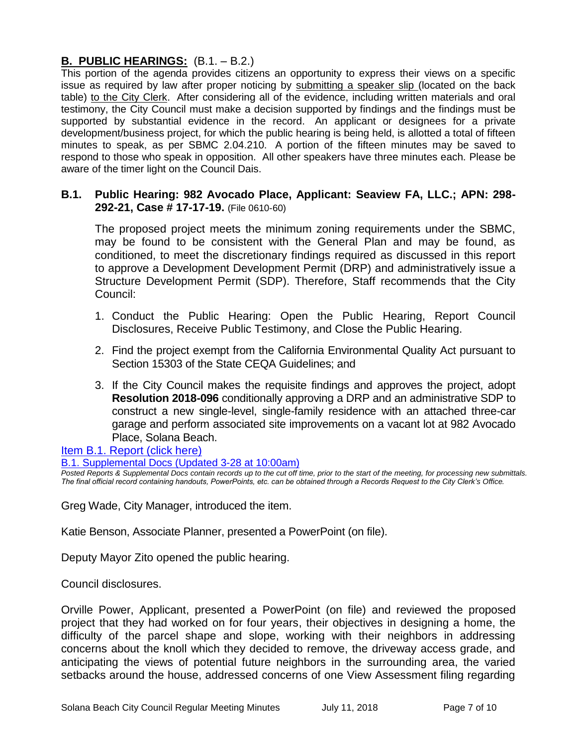## **B. PUBLIC HEARINGS:** (B.1. – B.2.)

This portion of the agenda provides citizens an opportunity to express their views on a specific issue as required by law after proper noticing by submitting a speaker slip (located on the back table) to the City Clerk. After considering all of the evidence, including written materials and oral testimony, the City Council must make a decision supported by findings and the findings must be supported by substantial evidence in the record. An applicant or designees for a private development/business project, for which the public hearing is being held, is allotted a total of fifteen minutes to speak, as per SBMC 2.04.210. A portion of the fifteen minutes may be saved to respond to those who speak in opposition. All other speakers have three minutes each. Please be aware of the timer light on the Council Dais.

### **B.1. Public Hearing: 982 Avocado Place, Applicant: Seaview FA, LLC.; APN: 298-292-21, Case # 17-17-19.** (File 0610-60)

The proposed project meets the minimum zoning requirements under the SBMC, may be found to be consistent with the General Plan and may be found, as conditioned, to meet the discretionary findings required as discussed in this report to approve a Development Development Permit (DRP) and administratively issue a Structure Development Permit (SDP). Therefore, Staff recommends that the City Council:

1. Conduct the Public Hearing: Open the Public Hearing, Report Council Disclosures, Receive Public Testimony, and Close the Public Hearing.
2. Find the project exempt from the California Environmental Quality Act pursuant to Section 15303 of the State CEQA Guidelines; and
3. If the City Council makes the requisite findings and approves the project, adopt **Resolution 2018-096** conditionally approving a DRP and an administrative SDP to construct a new single-level, single-family residence with an attached three-car garage and perform associated site improvements on a vacant lot at 982 Avocado Place, Solana Beach.

Item B.1. Report (click here)

B.1. Supplemental Docs (Updated 3-28 at 10:00am)

*Posted Reports & Supplemental Docs contain records up to the cut off time, prior to the start of the meeting, for processing new submittals. The final official record containing handouts, PowerPoints, etc. can be obtained through a Records Request to the City Clerk's Office.*

Greg Wade, City Manager, introduced the item.

Katie Benson, Associate Planner, presented a PowerPoint (on file).

Deputy Mayor Zito opened the public hearing.

Council disclosures.

Orville Power, Applicant, presented a PowerPoint (on file) and reviewed the proposed project that they had worked on for four years, their objectives in designing a home, the difficulty of the parcel shape and slope, working with their neighbors in addressing concerns about the knoll which they decided to remove, the driveway access grade, and anticipating the views of potential future neighbors in the surrounding area, the varied setbacks around the house, addressed concerns of one View Assessment filing regarding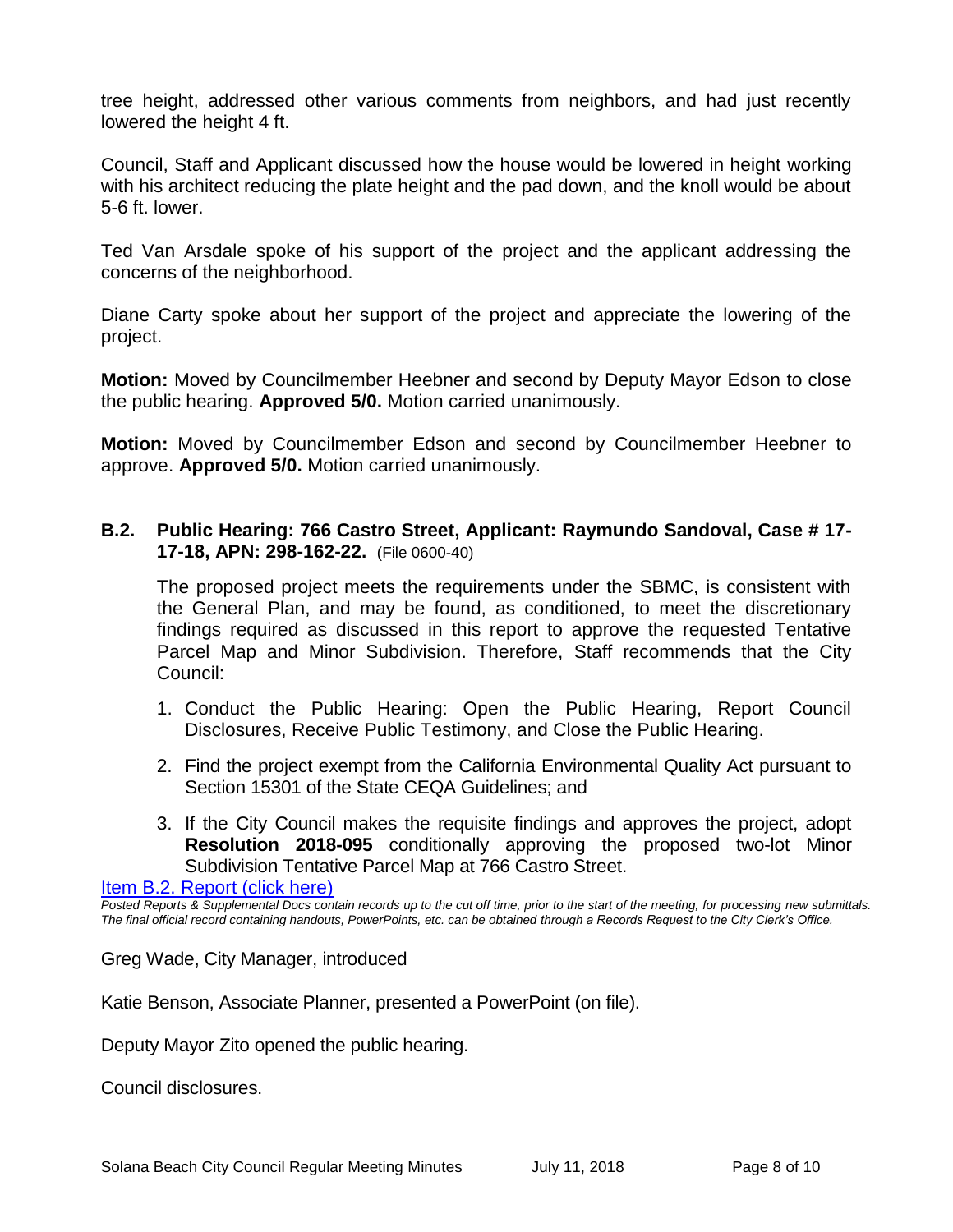tree height, addressed other various comments from neighbors, and had just recently lowered the height 4 ft.

Council, Staff and Applicant discussed how the house would be lowered in height working with his architect reducing the plate height and the pad down, and the knoll would be about 5-6 ft. lower.

Ted Van Arsdale spoke of his support of the project and the applicant addressing the concerns of the neighborhood.

Diane Carty spoke about her support of the project and appreciate the lowering of the project.

**Motion:** Moved by Councilmember Heebner and second by Deputy Mayor Edson to close the public hearing. **Approved 5/0.** Motion carried unanimously.

**Motion:** Moved by Councilmember Edson and second by Councilmember Heebner to approve. **Approved 5/0.** Motion carried unanimously.

### B.2. Public Hearing: 766 Castro Street, Applicant: Raymundo Sandoval, Case # 17-17-18, APN: 298-162-22. (File 0600-40)

The proposed project meets the requirements under the SBMC, is consistent with the General Plan, and may be found, as conditioned, to meet the discretionary findings required as discussed in this report to approve the requested Tentative Parcel Map and Minor Subdivision. Therefore, Staff recommends that the City Council:

1. Conduct the Public Hearing: Open the Public Hearing, Report Council Disclosures, Receive Public Testimony, and Close the Public Hearing.
2. Find the project exempt from the California Environmental Quality Act pursuant to Section 15301 of the State CEQA Guidelines; and
3. If the City Council makes the requisite findings and approves the project, adopt **Resolution 2018-095** conditionally approving the proposed two-lot Minor Subdivision Tentative Parcel Map at 766 Castro Street.

Item B.2. Report (click here)

*Posted Reports & Supplemental Docs contain records up to the cut off time, prior to the start of the meeting, for processing new submittals. The final official record containing handouts, PowerPoints, etc. can be obtained through a Records Request to the City Clerk's Office.*

Greg Wade, City Manager, introduced

Katie Benson, Associate Planner, presented a PowerPoint (on file).

Deputy Mayor Zito opened the public hearing.

Council disclosures.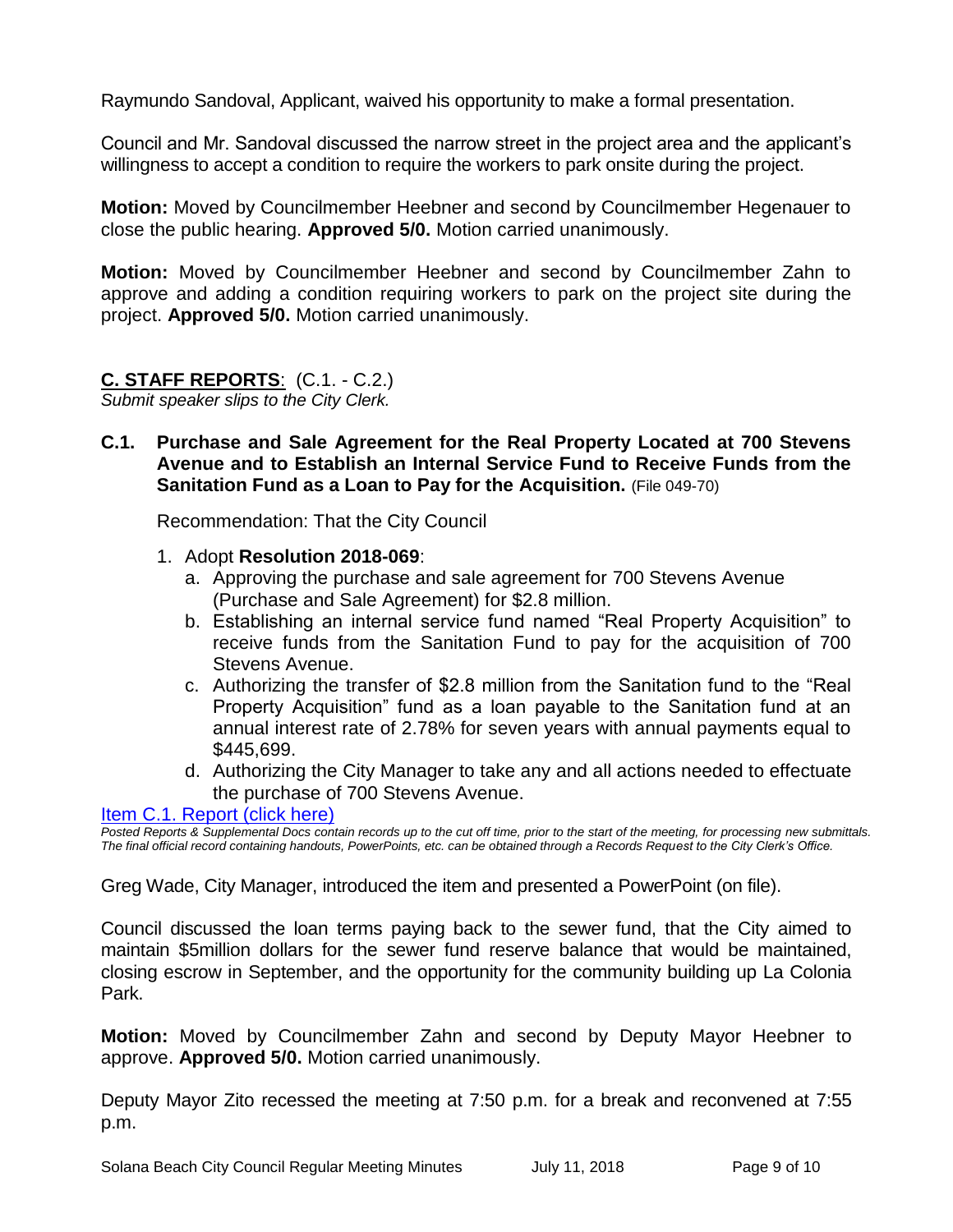Raymundo Sandoval, Applicant, waived his opportunity to make a formal presentation.

Council and Mr. Sandoval discussed the narrow street in the project area and the applicant's willingness to accept a condition to require the workers to park onsite during the project.

**Motion:** Moved by Councilmember Heebner and second by Councilmember Hegenauer to close the public hearing. **Approved 5/0.** Motion carried unanimously.

**Motion:** Moved by Councilmember Heebner and second by Councilmember Zahn to approve and adding a condition requiring workers to park on the project site during the project. **Approved 5/0.** Motion carried unanimously.

## C. STAFF REPORTS: (C.1. - C.2.)

*Submit speaker slips to the City Clerk.*

### C.1. Purchase and Sale Agreement for the Real Property Located at 700 Stevens Avenue and to Establish an Internal Service Fund to Receive Funds from the Sanitation Fund as a Loan to Pay for the Acquisition. (File 049-70)

Recommendation: That the City Council

1. Adopt **Resolution 2018-069**:
   a. Approving the purchase and sale agreement for 700 Stevens Avenue (Purchase and Sale Agreement) for $2.8 million.
   b. Establishing an internal service fund named "Real Property Acquisition" to receive funds from the Sanitation Fund to pay for the acquisition of 700 Stevens Avenue.
   c. Authorizing the transfer of $2.8 million from the Sanitation fund to the "Real Property Acquisition" fund as a loan payable to the Sanitation fund at an annual interest rate of 2.78% for seven years with annual payments equal to $445,699.
   d. Authorizing the City Manager to take any and all actions needed to effectuate the purchase of 700 Stevens Avenue.

Item C.1. Report (click here)

*Posted Reports & Supplemental Docs contain records up to the cut off time, prior to the start of the meeting, for processing new submittals. The final official record containing handouts, PowerPoints, etc. can be obtained through a Records Request to the City Clerk's Office.*

Greg Wade, City Manager, introduced the item and presented a PowerPoint (on file).

Council discussed the loan terms paying back to the sewer fund, that the City aimed to maintain $5million dollars for the sewer fund reserve balance that would be maintained, closing escrow in September, and the opportunity for the community building up La Colonia Park.

**Motion:** Moved by Councilmember Zahn and second by Deputy Mayor Heebner to approve. **Approved 5/0.** Motion carried unanimously.

Deputy Mayor Zito recessed the meeting at 7:50 p.m. for a break and reconvened at 7:55 p.m.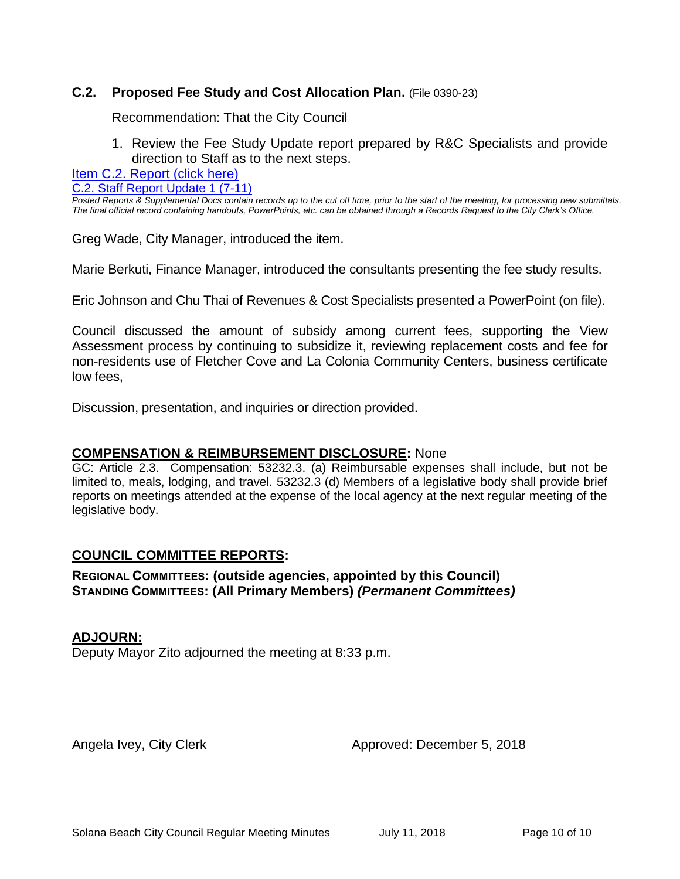### C.2. Proposed Fee Study and Cost Allocation Plan. (File 0390-23)

Recommendation: That the City Council

1. Review the Fee Study Update report prepared by R&C Specialists and provide direction to Staff as to the next steps.

[Item C.2. Report (click here)](#)
[C.2. Staff Report Update 1 (7-11)](#)

*Posted Reports & Supplemental Docs contain records up to the cut off time, prior to the start of the meeting, for processing new submittals. The final official record containing handouts, PowerPoints, etc. can be obtained through a Records Request to the City Clerk's Office.*

Greg Wade, City Manager, introduced the item.

Marie Berkuti, Finance Manager, introduced the consultants presenting the fee study results.

Eric Johnson and Chu Thai of Revenues & Cost Specialists presented a PowerPoint (on file).

Council discussed the amount of subsidy among current fees, supporting the View Assessment process by continuing to subsidize it, reviewing replacement costs and fee for non-residents use of Fletcher Cove and La Colonia Community Centers, business certificate low fees,

Discussion, presentation, and inquiries or direction provided.

## COMPENSATION & REIMBURSEMENT DISCLOSURE: None

GC: Article 2.3. Compensation: 53232.3. (a) Reimbursable expenses shall include, but not be limited to, meals, lodging, and travel. 53232.3 (d) Members of a legislative body shall provide brief reports on meetings attended at the expense of the local agency at the next regular meeting of the legislative body.

## COUNCIL COMMITTEE REPORTS:

**REGIONAL COMMITTEES: (outside agencies, appointed by this Council)**
**STANDING COMMITTEES: (All Primary Members) *(Permanent Committees)***

## ADJOURN:

Deputy Mayor Zito adjourned the meeting at 8:33 p.m.

Angela Ivey, City Clerk

Approved: December 5, 2018